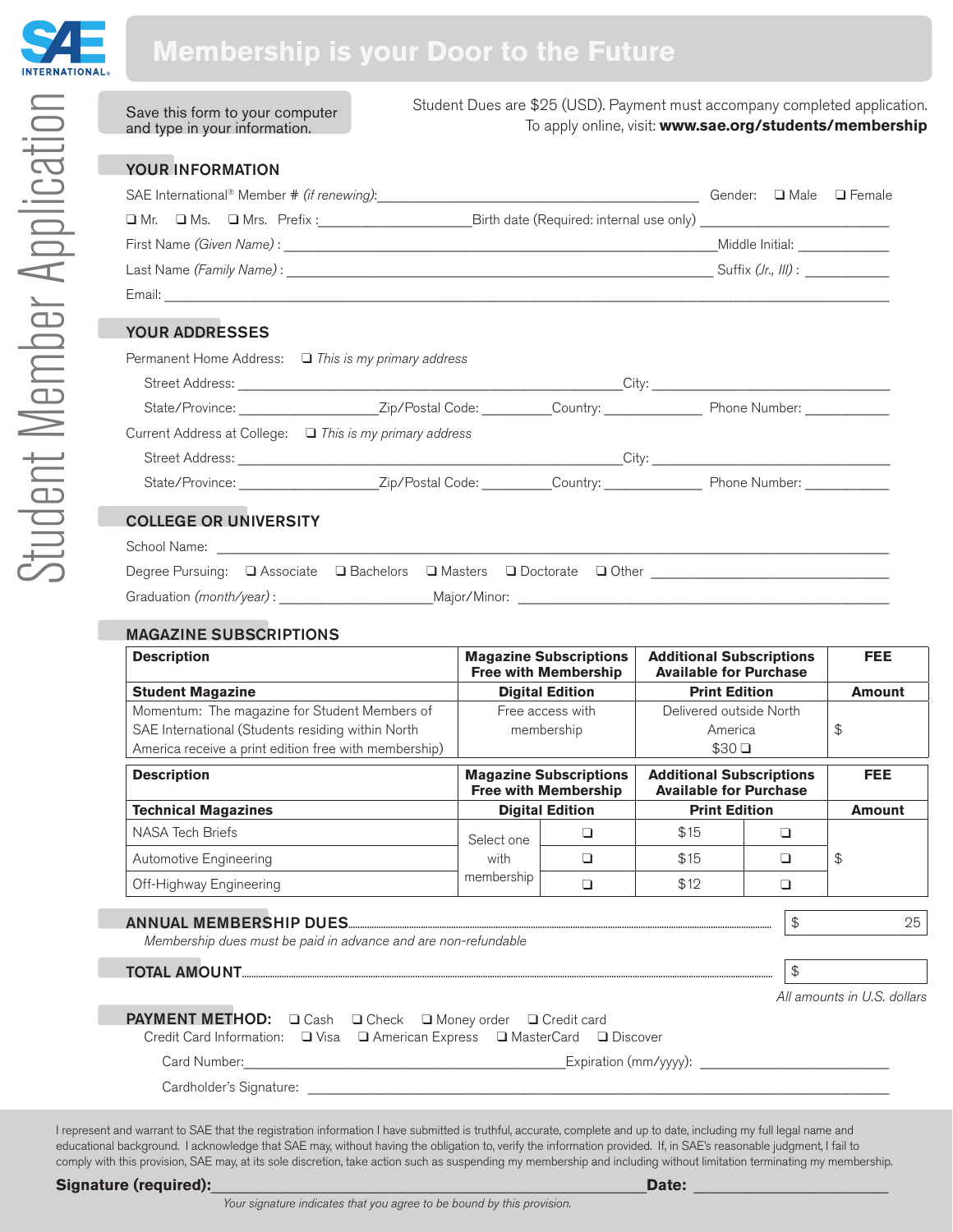# Membership is your Door to the Future

## Student Member Application

Save this form to your computer and type in your information.

Student Dues are $25 (USD). Payment must accompany completed application.
To apply online, visit: **www.sae.org/students/membership**

### YOUR INFORMATION

SAE International® Member # *(if renewing)*:__________________________ Gender: ❑ Male ❑ Female

❑ Mr. ❑ Ms. ❑ Mrs. Prefix :______________ Birth date (Required: internal use only) ______________

First Name *(Given Name)* : ______________________________ Middle Initial: ________

Last Name *(Family Name)* : ______________________________ Suffix *(Jr., III)* : ________

Email: ______________________________

### YOUR ADDRESSES

Permanent Home Address: ❑ *This is my primary address*

Street Address: ______________________________ City: ______________________

State/Province: ______________ Zip/Postal Code: ________ Country: ____________ Phone Number: __________

Current Address at College: ❑ *This is my primary address*

Street Address: ______________________________ City: ______________________

State/Province: ______________ Zip/Postal Code: ________ Country: ____________ Phone Number: __________

### COLLEGE OR UNIVERSITY

School Name: ______________________________

Degree Pursuing: ❑ Associate ❑ Bachelors ❑ Masters ❑ Doctorate ❑ Other ______________

Graduation *(month/year)* : ______________ Major/Minor: ______________________

### MAGAZINE SUBSCRIPTIONS

| **Description** | **Magazine Subscriptions Free with Membership** | **Additional Subscriptions Available for Purchase** | **FEE** |
|---|---|---|---|
| **Student Magazine** | **Digital Edition** | **Print Edition** | **Amount** |
| Momentum: The magazine for Student Members of SAE International (Students residing within North America receive a print edition free with membership) | Free access with membership | Delivered outside North America $30 ❑ | $ |

| **Description** | **Magazine Subscriptions Free with Membership** | | **Additional Subscriptions Available for Purchase** | | **FEE** |
|---|---|---|---|---|---|
| **Technical Magazines** | **Digital Edition** | | **Print Edition** | | **Amount** |
| NASA Tech Briefs | Select one with membership | ❑ | $15 | ❑ | $ |
| Automotive Engineering | | ❑ | $15 | ❑ | |
| Off-Highway Engineering | | ❑ | $12 | ❑ | |

### ANNUAL MEMBERSHIP DUES .......................... $ 25

*Membership dues must be paid in advance and are non-refundable*

### TOTAL AMOUNT .......................... $

*All amounts in U.S. dollars*

**PAYMENT METHOD:** ❑ Cash ❑ Check ❑ Money order ❑ Credit card

Credit Card Information: ❑ Visa ❑ American Express ❑ MasterCard ❑ Discover

Card Number: ______________________________ Expiration (mm/yyyy): ______________

Cardholder's Signature: ______________________________

I represent and warrant to SAE that the registration information I have submitted is truthful, accurate, complete and up to date, including my full legal name and educational background. I acknowledge that SAE may, without having the obligation to, verify the information provided. If, in SAE's reasonable judgment, I fail to comply with this provision, SAE may, at its sole discretion, take action such as suspending my membership and including without limitation terminating my membership.

**Signature (required):**______________________________ **Date:** ______________

*Your signature indicates that you agree to be bound by this provision.*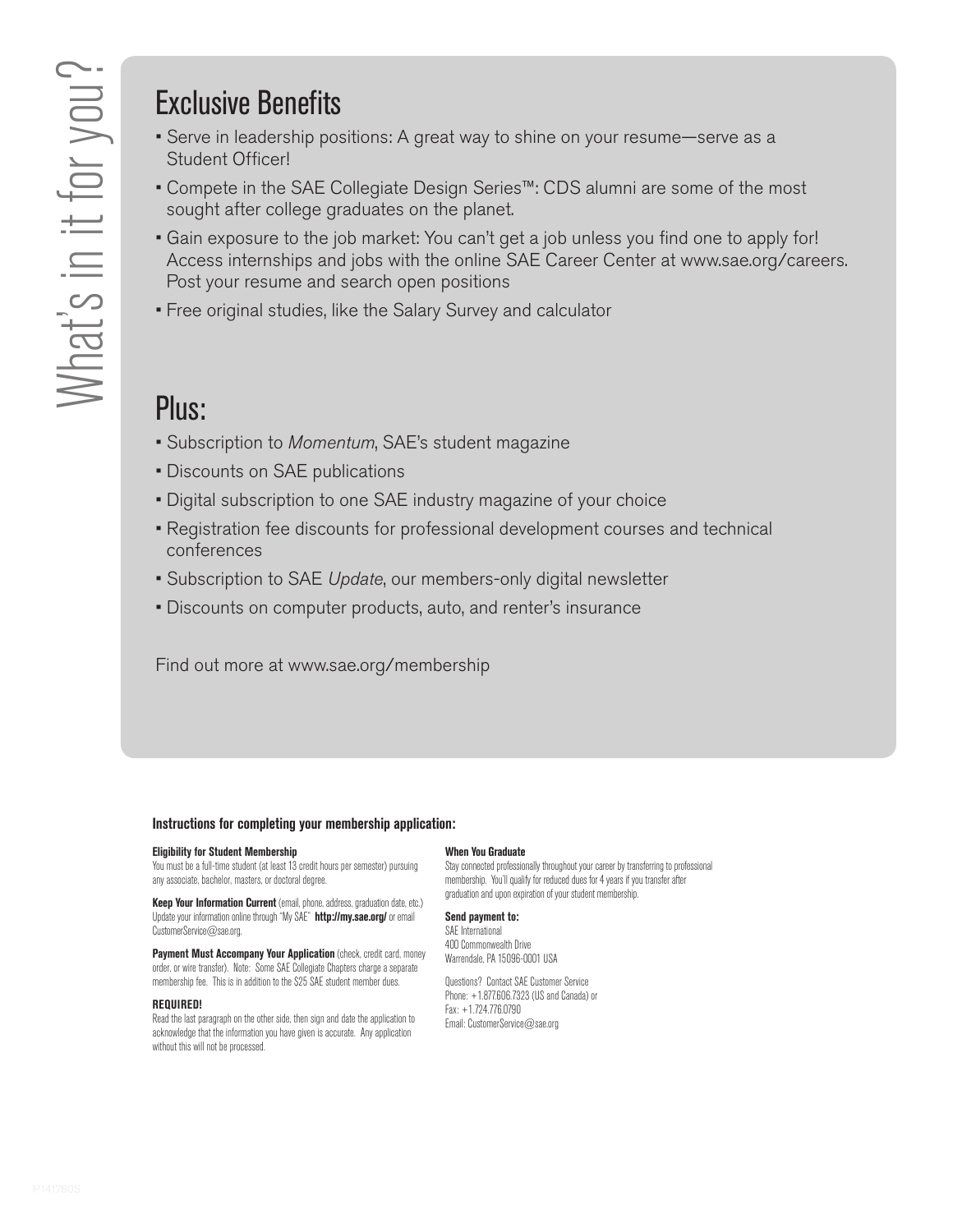What's in it for you?

## Exclusive Benefits

- Serve in leadership positions: A great way to shine on your resume—serve as a Student Officer!
- Compete in the SAE Collegiate Design Series™: CDS alumni are some of the most sought after college graduates on the planet.
- Gain exposure to the job market: You can't get a job unless you find one to apply for! Access internships and jobs with the online SAE Career Center at www.sae.org/careers. Post your resume and search open positions
- Free original studies, like the Salary Survey and calculator

## Plus:

- Subscription to *Momentum*, SAE's student magazine
- Discounts on SAE publications
- Digital subscription to one SAE industry magazine of your choice
- Registration fee discounts for professional development courses and technical conferences
- Subscription to SAE *Update*, our members-only digital newsletter
- Discounts on computer products, auto, and renter's insurance

Find out more at www.sae.org/membership

### Instructions for completing your membership application:

**Eligibility for Student Membership**
You must be a full-time student (at least 13 credit hours per semester) pursuing any associate, bachelor, masters, or doctoral degree.

**Keep Your Information Current** (email, phone, address, graduation date, etc.) Update your information online through "My SAE" **http://my.sae.org/** or email CustomerService@sae.org.

**Payment Must Accompany Your Application** (check, credit card, money order, or wire transfer). Note: Some SAE Collegiate Chapters charge a separate membership fee. This is in addition to the $25 SAE student member dues.

**REQUIRED!**
Read the last paragraph on the other side, then sign and date the application to acknowledge that the information you have given is accurate. Any application without this will not be processed.

**When You Graduate**
Stay connected professionally throughout your career by transferring to professional membership. You'll qualify for reduced dues for 4 years if you transfer after graduation and upon expiration of your student membership.

**Send payment to:**
SAE International
400 Commonwealth Drive
Warrendale, PA 15096-0001 USA

Questions? Contact SAE Customer Service
Phone: +1.877.606.7323 (US and Canada) or
Fax: +1.724.776.0790
Email: CustomerService@sae.org

P141780S